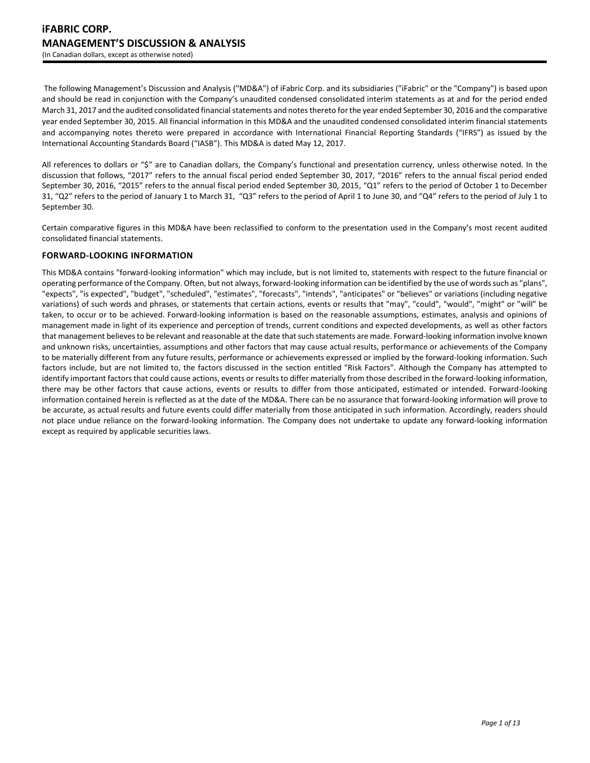# iFABRIC CORP.
# MANAGEMENT'S DISCUSSION & ANALYSIS

(In Canadian dollars, except as otherwise noted)

The following Management's Discussion and Analysis ("MD&A") of iFabric Corp. and its subsidiaries ("iFabric" or the "Company") is based upon and should be read in conjunction with the Company's unaudited condensed consolidated interim statements as at and for the period ended March 31, 2017 and the audited consolidated financial statements and notes thereto for the year ended September 30, 2016 and the comparative year ended September 30, 2015. All financial information in this MD&A and the unaudited condensed consolidated interim financial statements and accompanying notes thereto were prepared in accordance with International Financial Reporting Standards ("IFRS") as issued by the International Accounting Standards Board ("IASB"). This MD&A is dated May 12, 2017.

All references to dollars or "$" are to Canadian dollars, the Company's functional and presentation currency, unless otherwise noted. In the discussion that follows, "2017" refers to the annual fiscal period ended September 30, 2017, "2016" refers to the annual fiscal period ended September 30, 2016, "2015" refers to the annual fiscal period ended September 30, 2015, "Q1" refers to the period of October 1 to December 31, "Q2" refers to the period of January 1 to March 31, "Q3" refers to the period of April 1 to June 30, and "Q4" refers to the period of July 1 to September 30.

Certain comparative figures in this MD&A have been reclassified to conform to the presentation used in the Company's most recent audited consolidated financial statements.

## FORWARD-LOOKING INFORMATION

This MD&A contains "forward-looking information" which may include, but is not limited to, statements with respect to the future financial or operating performance of the Company. Often, but not always, forward-looking information can be identified by the use of words such as "plans", "expects", "is expected", "budget", "scheduled", "estimates", "forecasts", "intends", "anticipates" or "believes" or variations (including negative variations) of such words and phrases, or statements that certain actions, events or results that "may", "could", "would", "might" or "will" be taken, to occur or to be achieved. Forward-looking information is based on the reasonable assumptions, estimates, analysis and opinions of management made in light of its experience and perception of trends, current conditions and expected developments, as well as other factors that management believes to be relevant and reasonable at the date that such statements are made. Forward-looking information involve known and unknown risks, uncertainties, assumptions and other factors that may cause actual results, performance or achievements of the Company to be materially different from any future results, performance or achievements expressed or implied by the forward-looking information. Such factors include, but are not limited to, the factors discussed in the section entitled "Risk Factors". Although the Company has attempted to identify important factors that could cause actions, events or results to differ materially from those described in the forward-looking information, there may be other factors that cause actions, events or results to differ from those anticipated, estimated or intended. Forward-looking information contained herein is reflected as at the date of the MD&A. There can be no assurance that forward-looking information will prove to be accurate, as actual results and future events could differ materially from those anticipated in such information. Accordingly, readers should not place undue reliance on the forward-looking information. The Company does not undertake to update any forward-looking information except as required by applicable securities laws.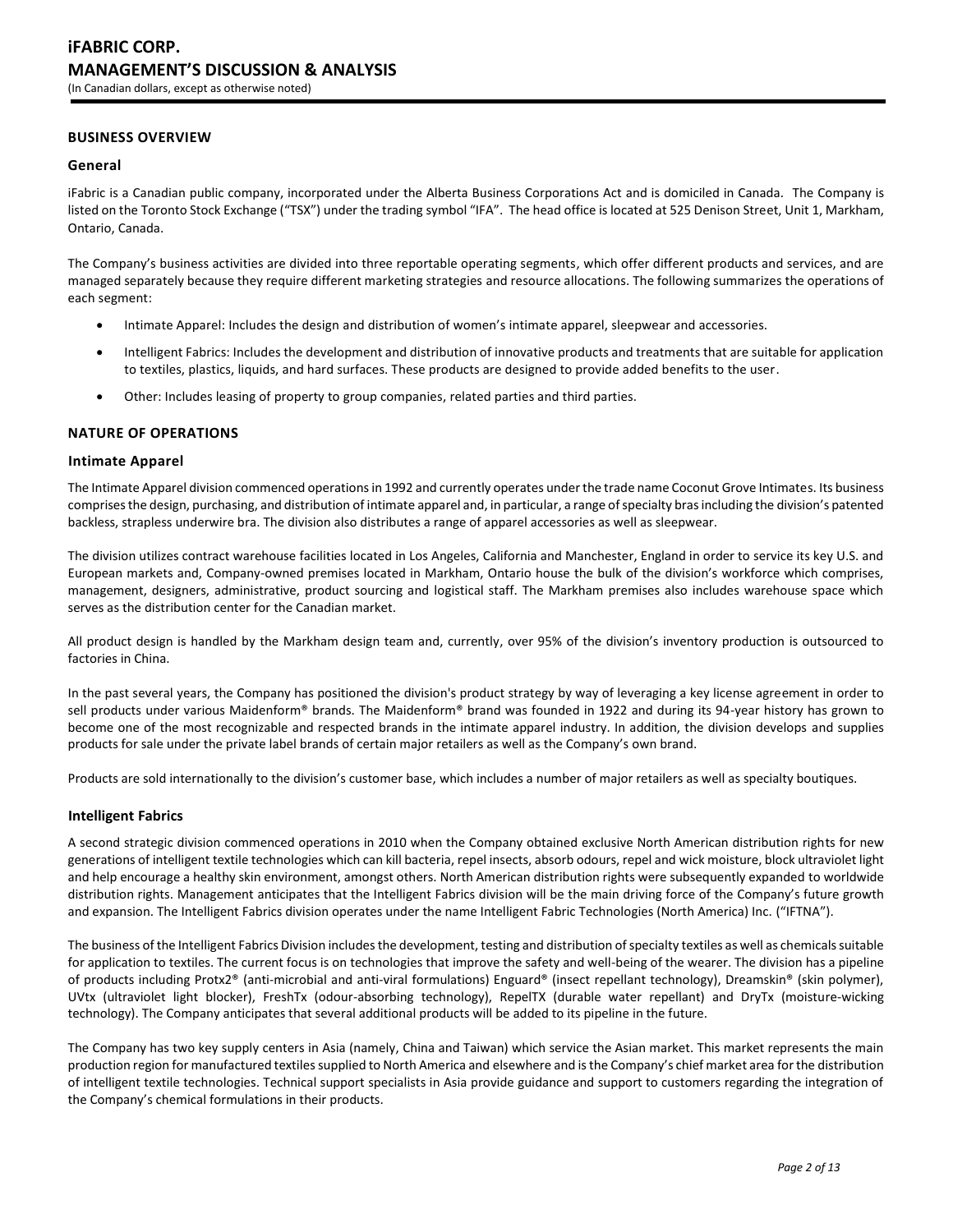## BUSINESS OVERVIEW

### General

iFabric is a Canadian public company, incorporated under the Alberta Business Corporations Act and is domiciled in Canada. The Company is listed on the Toronto Stock Exchange ("TSX") under the trading symbol "IFA". The head office is located at 525 Denison Street, Unit 1, Markham, Ontario, Canada.

The Company's business activities are divided into three reportable operating segments, which offer different products and services, and are managed separately because they require different marketing strategies and resource allocations. The following summarizes the operations of each segment:

- Intimate Apparel: Includes the design and distribution of women's intimate apparel, sleepwear and accessories.
- Intelligent Fabrics: Includes the development and distribution of innovative products and treatments that are suitable for application to textiles, plastics, liquids, and hard surfaces. These products are designed to provide added benefits to the user.
- Other: Includes leasing of property to group companies, related parties and third parties.

## NATURE OF OPERATIONS

### Intimate Apparel

The Intimate Apparel division commenced operations in 1992 and currently operates under the trade name Coconut Grove Intimates. Its business comprises the design, purchasing, and distribution of intimate apparel and, in particular, a range of specialty bras including the division's patented backless, strapless underwire bra. The division also distributes a range of apparel accessories as well as sleepwear.

The division utilizes contract warehouse facilities located in Los Angeles, California and Manchester, England in order to service its key U.S. and European markets and, Company-owned premises located in Markham, Ontario house the bulk of the division's workforce which comprises, management, designers, administrative, product sourcing and logistical staff. The Markham premises also includes warehouse space which serves as the distribution center for the Canadian market.

All product design is handled by the Markham design team and, currently, over 95% of the division's inventory production is outsourced to factories in China.

In the past several years, the Company has positioned the division's product strategy by way of leveraging a key license agreement in order to sell products under various Maidenform® brands. The Maidenform® brand was founded in 1922 and during its 94-year history has grown to become one of the most recognizable and respected brands in the intimate apparel industry. In addition, the division develops and supplies products for sale under the private label brands of certain major retailers as well as the Company's own brand.

Products are sold internationally to the division's customer base, which includes a number of major retailers as well as specialty boutiques.

### Intelligent Fabrics

A second strategic division commenced operations in 2010 when the Company obtained exclusive North American distribution rights for new generations of intelligent textile technologies which can kill bacteria, repel insects, absorb odours, repel and wick moisture, block ultraviolet light and help encourage a healthy skin environment, amongst others. North American distribution rights were subsequently expanded to worldwide distribution rights. Management anticipates that the Intelligent Fabrics division will be the main driving force of the Company's future growth and expansion. The Intelligent Fabrics division operates under the name Intelligent Fabric Technologies (North America) Inc. ("IFTNA").

The business of the Intelligent Fabrics Division includes the development, testing and distribution of specialty textiles as well as chemicals suitable for application to textiles. The current focus is on technologies that improve the safety and well-being of the wearer. The division has a pipeline of products including Protx2® (anti-microbial and anti-viral formulations) Enguard® (insect repellant technology), Dreamskin® (skin polymer), UVtx (ultraviolet light blocker), FreshTx (odour-absorbing technology), RepelTX (durable water repellant) and DryTx (moisture-wicking technology). The Company anticipates that several additional products will be added to its pipeline in the future.

The Company has two key supply centers in Asia (namely, China and Taiwan) which service the Asian market. This market represents the main production region for manufactured textiles supplied to North America and elsewhere and is the Company's chief market area for the distribution of intelligent textile technologies. Technical support specialists in Asia provide guidance and support to customers regarding the integration of the Company's chemical formulations in their products.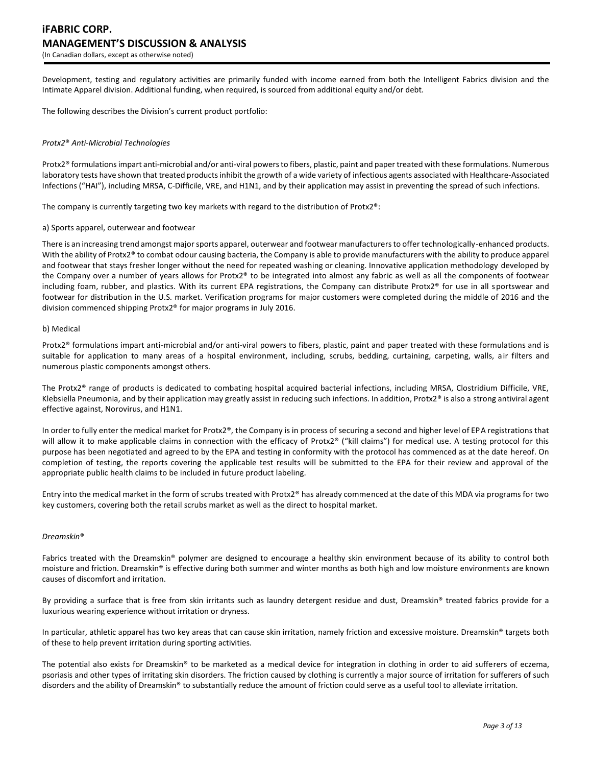Development, testing and regulatory activities are primarily funded with income earned from both the Intelligent Fabrics division and the Intimate Apparel division. Additional funding, when required, is sourced from additional equity and/or debt.

The following describes the Division's current product portfolio:

*Protx2® Anti-Microbial Technologies*

Protx2® formulations impart anti-microbial and/or anti-viral powers to fibers, plastic, paint and paper treated with these formulations. Numerous laboratory tests have shown that treated products inhibit the growth of a wide variety of infectious agents associated with Healthcare-Associated Infections ("HAI"), including MRSA, C-Difficile, VRE, and H1N1, and by their application may assist in preventing the spread of such infections.

The company is currently targeting two key markets with regard to the distribution of Protx2®:

a) Sports apparel, outerwear and footwear

There is an increasing trend amongst major sports apparel, outerwear and footwear manufacturers to offer technologically-enhanced products. With the ability of Protx2® to combat odour causing bacteria, the Company is able to provide manufacturers with the ability to produce apparel and footwear that stays fresher longer without the need for repeated washing or cleaning. Innovative application methodology developed by the Company over a number of years allows for Protx2® to be integrated into almost any fabric as well as all the components of footwear including foam, rubber, and plastics. With its current EPA registrations, the Company can distribute Protx2® for use in all sportswear and footwear for distribution in the U.S. market. Verification programs for major customers were completed during the middle of 2016 and the division commenced shipping Protx2® for major programs in July 2016.

b) Medical

Protx2® formulations impart anti-microbial and/or anti-viral powers to fibers, plastic, paint and paper treated with these formulations and is suitable for application to many areas of a hospital environment, including, scrubs, bedding, curtaining, carpeting, walls, air filters and numerous plastic components amongst others.

The Protx2® range of products is dedicated to combating hospital acquired bacterial infections, including MRSA, Clostridium Difficile, VRE, Klebsiella Pneumonia, and by their application may greatly assist in reducing such infections. In addition, Protx2® is also a strong antiviral agent effective against, Norovirus, and H1N1.

In order to fully enter the medical market for Protx2®, the Company is in process of securing a second and higher level of EPA registrations that will allow it to make applicable claims in connection with the efficacy of Protx2® ("kill claims") for medical use. A testing protocol for this purpose has been negotiated and agreed to by the EPA and testing in conformity with the protocol has commenced as at the date hereof. On completion of testing, the reports covering the applicable test results will be submitted to the EPA for their review and approval of the appropriate public health claims to be included in future product labeling.

Entry into the medical market in the form of scrubs treated with Protx2® has already commenced at the date of this MDA via programs for two key customers, covering both the retail scrubs market as well as the direct to hospital market.

*Dreamskin®*

Fabrics treated with the Dreamskin® polymer are designed to encourage a healthy skin environment because of its ability to control both moisture and friction. Dreamskin® is effective during both summer and winter months as both high and low moisture environments are known causes of discomfort and irritation.

By providing a surface that is free from skin irritants such as laundry detergent residue and dust, Dreamskin® treated fabrics provide for a luxurious wearing experience without irritation or dryness.

In particular, athletic apparel has two key areas that can cause skin irritation, namely friction and excessive moisture. Dreamskin® targets both of these to help prevent irritation during sporting activities.

The potential also exists for Dreamskin® to be marketed as a medical device for integration in clothing in order to aid sufferers of eczema, psoriasis and other types of irritating skin disorders. The friction caused by clothing is currently a major source of irritation for sufferers of such disorders and the ability of Dreamskin® to substantially reduce the amount of friction could serve as a useful tool to alleviate irritation.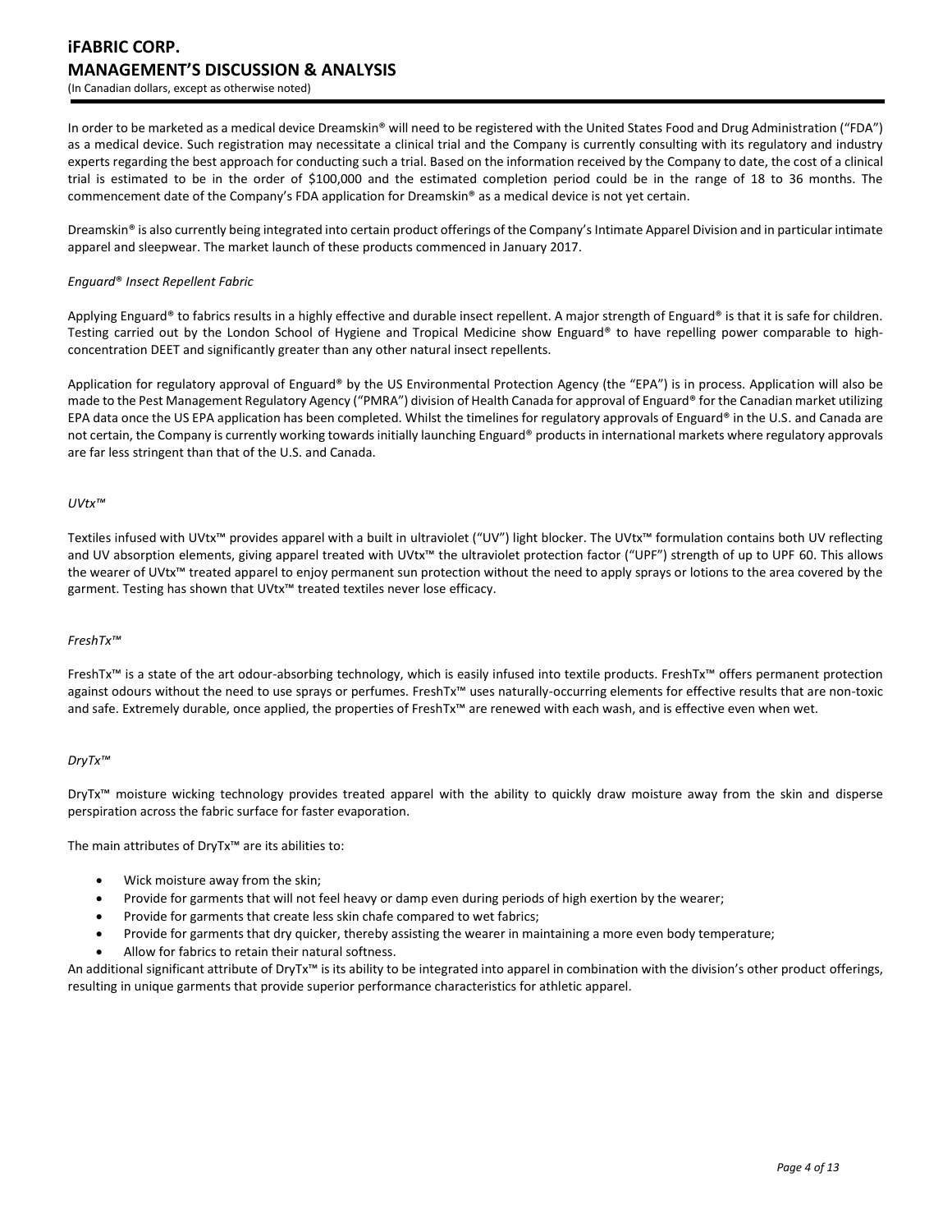In order to be marketed as a medical device Dreamskin® will need to be registered with the United States Food and Drug Administration ("FDA") as a medical device. Such registration may necessitate a clinical trial and the Company is currently consulting with its regulatory and industry experts regarding the best approach for conducting such a trial. Based on the information received by the Company to date, the cost of a clinical trial is estimated to be in the order of $100,000 and the estimated completion period could be in the range of 18 to 36 months. The commencement date of the Company's FDA application for Dreamskin® as a medical device is not yet certain.

Dreamskin® is also currently being integrated into certain product offerings of the Company's Intimate Apparel Division and in particular intimate apparel and sleepwear. The market launch of these products commenced in January 2017.

*Enguard® Insect Repellent Fabric*

Applying Enguard® to fabrics results in a highly effective and durable insect repellent. A major strength of Enguard® is that it is safe for children. Testing carried out by the London School of Hygiene and Tropical Medicine show Enguard® to have repelling power comparable to high-concentration DEET and significantly greater than any other natural insect repellents.

Application for regulatory approval of Enguard® by the US Environmental Protection Agency (the "EPA") is in process. Application will also be made to the Pest Management Regulatory Agency ("PMRA") division of Health Canada for approval of Enguard® for the Canadian market utilizing EPA data once the US EPA application has been completed. Whilst the timelines for regulatory approvals of Enguard® in the U.S. and Canada are not certain, the Company is currently working towards initially launching Enguard® products in international markets where regulatory approvals are far less stringent than that of the U.S. and Canada.

*UVtx™*

Textiles infused with UVtx™ provides apparel with a built in ultraviolet ("UV") light blocker. The UVtx™ formulation contains both UV reflecting and UV absorption elements, giving apparel treated with UVtx™ the ultraviolet protection factor ("UPF") strength of up to UPF 60. This allows the wearer of UVtx™ treated apparel to enjoy permanent sun protection without the need to apply sprays or lotions to the area covered by the garment. Testing has shown that UVtx™ treated textiles never lose efficacy.

*FreshTx™*

FreshTx™ is a state of the art odour-absorbing technology, which is easily infused into textile products. FreshTx™ offers permanent protection against odours without the need to use sprays or perfumes. FreshTx™ uses naturally-occurring elements for effective results that are non-toxic and safe. Extremely durable, once applied, the properties of FreshTx™ are renewed with each wash, and is effective even when wet.

*DryTx™*

DryTx™ moisture wicking technology provides treated apparel with the ability to quickly draw moisture away from the skin and disperse perspiration across the fabric surface for faster evaporation.

The main attributes of DryTx™ are its abilities to:

- Wick moisture away from the skin;
- Provide for garments that will not feel heavy or damp even during periods of high exertion by the wearer;
- Provide for garments that create less skin chafe compared to wet fabrics;
- Provide for garments that dry quicker, thereby assisting the wearer in maintaining a more even body temperature;
- Allow for fabrics to retain their natural softness.

An additional significant attribute of DryTx™ is its ability to be integrated into apparel in combination with the division's other product offerings, resulting in unique garments that provide superior performance characteristics for athletic apparel.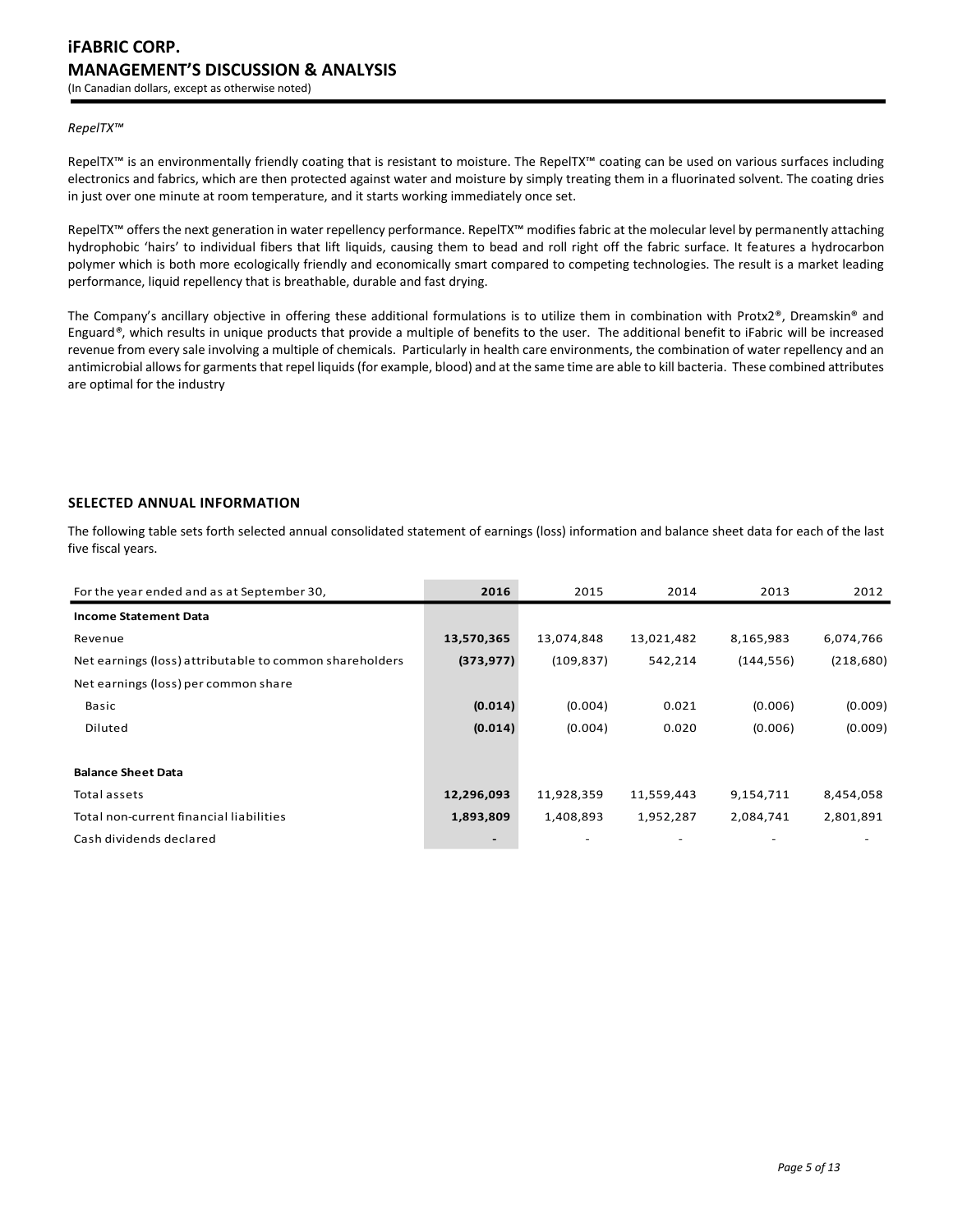*RepelTX™*

RepelTX™ is an environmentally friendly coating that is resistant to moisture. The RepelTX™ coating can be used on various surfaces including electronics and fabrics, which are then protected against water and moisture by simply treating them in a fluorinated solvent. The coating dries in just over one minute at room temperature, and it starts working immediately once set.

RepelTX™ offers the next generation in water repellency performance. RepelTX™ modifies fabric at the molecular level by permanently attaching hydrophobic 'hairs' to individual fibers that lift liquids, causing them to bead and roll right off the fabric surface. It features a hydrocarbon polymer which is both more ecologically friendly and economically smart compared to competing technologies. The result is a market leading performance, liquid repellency that is breathable, durable and fast drying.

The Company's ancillary objective in offering these additional formulations is to utilize them in combination with Protx2®, Dreamskin® and Enguard®, which results in unique products that provide a multiple of benefits to the user. The additional benefit to iFabric will be increased revenue from every sale involving a multiple of chemicals. Particularly in health care environments, the combination of water repellency and an antimicrobial allows for garments that repel liquids (for example, blood) and at the same time are able to kill bacteria. These combined attributes are optimal for the industry

## SELECTED ANNUAL INFORMATION

The following table sets forth selected annual consolidated statement of earnings (loss) information and balance sheet data for each of the last five fiscal years.

| For the year ended and as at September 30, | **2016** | 2015 | 2014 | 2013 | 2012 |
|---|---|---|---|---|---|
| **Income Statement Data** | | | | | |
| Revenue | **13,570,365** | 13,074,848 | 13,021,482 | 8,165,983 | 6,074,766 |
| Net earnings (loss) attributable to common shareholders | **(373,977)** | (109,837) | 542,214 | (144,556) | (218,680) |
| Net earnings (loss) per common share | | | | | |
| Basic | **(0.014)** | (0.004) | 0.021 | (0.006) | (0.009) |
| Diluted | **(0.014)** | (0.004) | 0.020 | (0.006) | (0.009) |
| **Balance Sheet Data** | | | | | |
| Total assets | **12,296,093** | 11,928,359 | 11,559,443 | 9,154,711 | 8,454,058 |
| Total non-current financial liabilities | **1,893,809** | 1,408,893 | 1,952,287 | 2,084,741 | 2,801,891 |
| Cash dividends declared | **-** | - | - | - | - |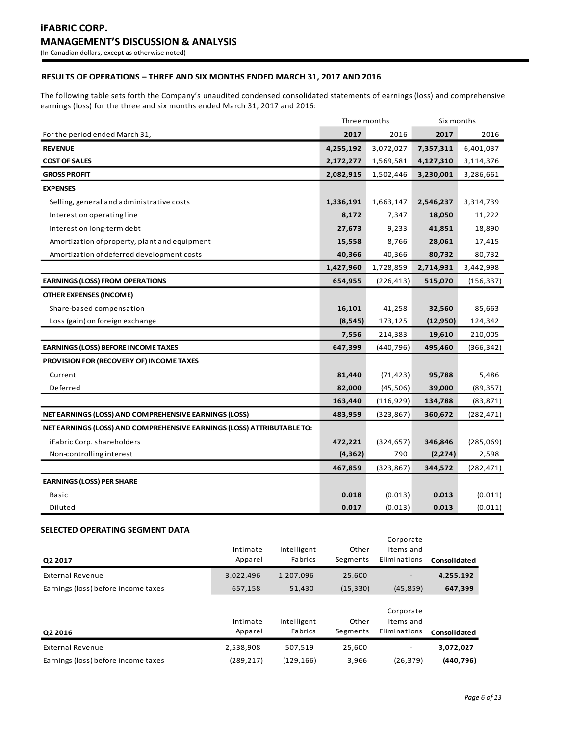# iFABRIC CORP.
## MANAGEMENT'S DISCUSSION & ANALYSIS
(In Canadian dollars, except as otherwise noted)

### RESULTS OF OPERATIONS – THREE AND SIX MONTHS ENDED MARCH 31, 2017 AND 2016

The following table sets forth the Company's unaudited condensed consolidated statements of earnings (loss) and comprehensive earnings (loss) for the three and six months ended March 31, 2017 and 2016:

| | Three months | | Six months | |
|---|---|---|---|---|
| For the period ended March 31, | **2017** | 2016 | **2017** | 2016 |
| **REVENUE** | **4,255,192** | 3,072,027 | **7,357,311** | 6,401,037 |
| **COST OF SALES** | **2,172,277** | 1,569,581 | **4,127,310** | 3,114,376 |
| **GROSS PROFIT** | **2,082,915** | 1,502,446 | **3,230,001** | 3,286,661 |
| **EXPENSES** | | | | |
| Selling, general and administrative costs | **1,336,191** | 1,663,147 | **2,546,237** | 3,314,739 |
| Interest on operating line | **8,172** | 7,347 | **18,050** | 11,222 |
| Interest on long-term debt | **27,673** | 9,233 | **41,851** | 18,890 |
| Amortization of property, plant and equipment | **15,558** | 8,766 | **28,061** | 17,415 |
| Amortization of deferred development costs | **40,366** | 40,366 | **80,732** | 80,732 |
| | **1,427,960** | 1,728,859 | **2,714,931** | 3,442,998 |
| **EARNINGS (LOSS) FROM OPERATIONS** | **654,955** | (226,413) | **515,070** | (156,337) |
| **OTHER EXPENSES (INCOME)** | | | | |
| Share-based compensation | **16,101** | 41,258 | **32,560** | 85,663 |
| Loss (gain) on foreign exchange | **(8,545)** | 173,125 | **(12,950)** | 124,342 |
| | **7,556** | 214,383 | **19,610** | 210,005 |
| **EARNINGS (LOSS) BEFORE INCOME TAXES** | **647,399** | (440,796) | **495,460** | (366,342) |
| **PROVISION FOR (RECOVERY OF) INCOME TAXES** | | | | |
| Current | **81,440** | (71,423) | **95,788** | 5,486 |
| Deferred | **82,000** | (45,506) | **39,000** | (89,357) |
| | **163,440** | (116,929) | **134,788** | (83,871) |
| **NET EARNINGS (LOSS) AND COMPREHENSIVE EARNINGS (LOSS)** | **483,959** | (323,867) | **360,672** | (282,471) |
| **NET EARNINGS (LOSS) AND COMPREHENSIVE EARNINGS (LOSS) ATTRIBUTABLE TO:** | | | | |
| iFabric Corp. shareholders | **472,221** | (324,657) | **346,846** | (285,069) |
| Non-controlling interest | **(4,362)** | 790 | **(2,274)** | 2,598 |
| | **467,859** | (323,867) | **344,572** | (282,471) |
| **EARNINGS (LOSS) PER SHARE** | | | | |
| Basic | **0.018** | (0.013) | **0.013** | (0.011) |
| Diluted | **0.017** | (0.013) | **0.013** | (0.011) |

### SELECTED OPERATING SEGMENT DATA

| Q2 2017 | Intimate Apparel | Intelligent Fabrics | Other Segments | Corporate Items and Eliminations | Consolidated |
|---|---|---|---|---|---|
| External Revenue | 3,022,496 | 1,207,096 | 25,600 | - | **4,255,192** |
| Earnings (loss) before income taxes | 657,158 | 51,430 | (15,330) | (45,859) | **647,399** |

| Q2 2016 | Intimate Apparel | Intelligent Fabrics | Other Segments | Corporate Items and Eliminations | Consolidated |
|---|---|---|---|---|---|
| External Revenue | 2,538,908 | 507,519 | 25,600 | - | **3,072,027** |
| Earnings (loss) before income taxes | (289,217) | (129,166) | 3,966 | (26,379) | **(440,796)** |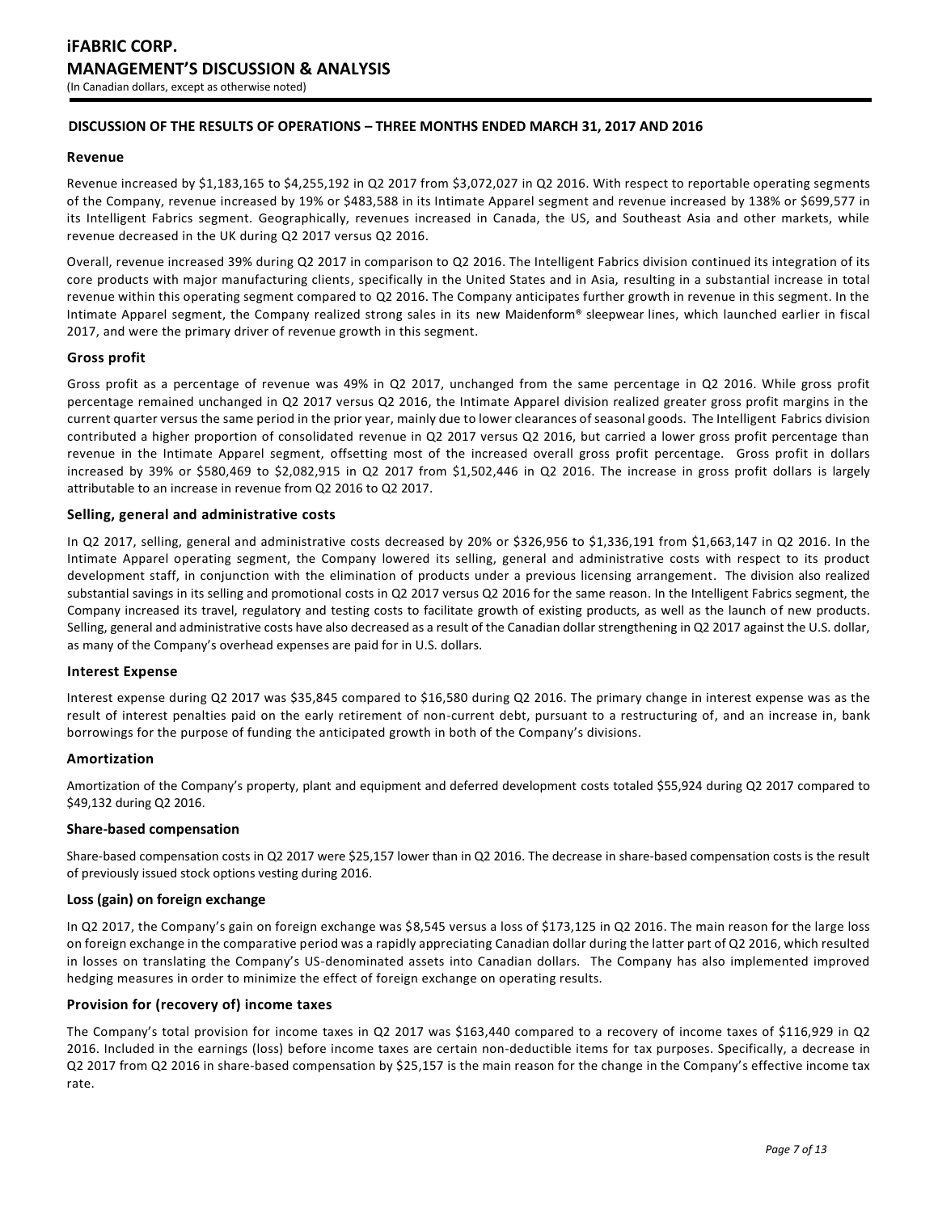## DISCUSSION OF THE RESULTS OF OPERATIONS – THREE MONTHS ENDED MARCH 31, 2017 AND 2016

### Revenue

Revenue increased by $1,183,165 to $4,255,192 in Q2 2017 from $3,072,027 in Q2 2016. With respect to reportable operating segments of the Company, revenue increased by 19% or $483,588 in its Intimate Apparel segment and revenue increased by 138% or $699,577 in its Intelligent Fabrics segment. Geographically, revenues increased in Canada, the US, and Southeast Asia and other markets, while revenue decreased in the UK during Q2 2017 versus Q2 2016.

Overall, revenue increased 39% during Q2 2017 in comparison to Q2 2016. The Intelligent Fabrics division continued its integration of its core products with major manufacturing clients, specifically in the United States and in Asia, resulting in a substantial increase in total revenue within this operating segment compared to Q2 2016. The Company anticipates further growth in revenue in this segment. In the Intimate Apparel segment, the Company realized strong sales in its new Maidenform® sleepwear lines, which launched earlier in fiscal 2017, and were the primary driver of revenue growth in this segment.

### Gross profit

Gross profit as a percentage of revenue was 49% in Q2 2017, unchanged from the same percentage in Q2 2016. While gross profit percentage remained unchanged in Q2 2017 versus Q2 2016, the Intimate Apparel division realized greater gross profit margins in the current quarter versus the same period in the prior year, mainly due to lower clearances of seasonal goods. The Intelligent Fabrics division contributed a higher proportion of consolidated revenue in Q2 2017 versus Q2 2016, but carried a lower gross profit percentage than revenue in the Intimate Apparel segment, offsetting most of the increased overall gross profit percentage. Gross profit in dollars increased by 39% or $580,469 to $2,082,915 in Q2 2017 from $1,502,446 in Q2 2016. The increase in gross profit dollars is largely attributable to an increase in revenue from Q2 2016 to Q2 2017.

### Selling, general and administrative costs

In Q2 2017, selling, general and administrative costs decreased by 20% or $326,956 to $1,336,191 from $1,663,147 in Q2 2016. In the Intimate Apparel operating segment, the Company lowered its selling, general and administrative costs with respect to its product development staff, in conjunction with the elimination of products under a previous licensing arrangement. The division also realized substantial savings in its selling and promotional costs in Q2 2017 versus Q2 2016 for the same reason. In the Intelligent Fabrics segment, the Company increased its travel, regulatory and testing costs to facilitate growth of existing products, as well as the launch of new products. Selling, general and administrative costs have also decreased as a result of the Canadian dollar strengthening in Q2 2017 against the U.S. dollar, as many of the Company's overhead expenses are paid for in U.S. dollars.

### Interest Expense

Interest expense during Q2 2017 was $35,845 compared to $16,580 during Q2 2016. The primary change in interest expense was as the result of interest penalties paid on the early retirement of non-current debt, pursuant to a restructuring of, and an increase in, bank borrowings for the purpose of funding the anticipated growth in both of the Company's divisions.

### Amortization

Amortization of the Company's property, plant and equipment and deferred development costs totaled $55,924 during Q2 2017 compared to $49,132 during Q2 2016.

### Share-based compensation

Share-based compensation costs in Q2 2017 were $25,157 lower than in Q2 2016. The decrease in share-based compensation costs is the result of previously issued stock options vesting during 2016.

### Loss (gain) on foreign exchange

In Q2 2017, the Company's gain on foreign exchange was $8,545 versus a loss of $173,125 in Q2 2016. The main reason for the large loss on foreign exchange in the comparative period was a rapidly appreciating Canadian dollar during the latter part of Q2 2016, which resulted in losses on translating the Company's US-denominated assets into Canadian dollars. The Company has also implemented improved hedging measures in order to minimize the effect of foreign exchange on operating results.

### Provision for (recovery of) income taxes

The Company's total provision for income taxes in Q2 2017 was $163,440 compared to a recovery of income taxes of $116,929 in Q2 2016. Included in the earnings (loss) before income taxes are certain non-deductible items for tax purposes. Specifically, a decrease in Q2 2017 from Q2 2016 in share-based compensation by $25,157 is the main reason for the change in the Company's effective income tax rate.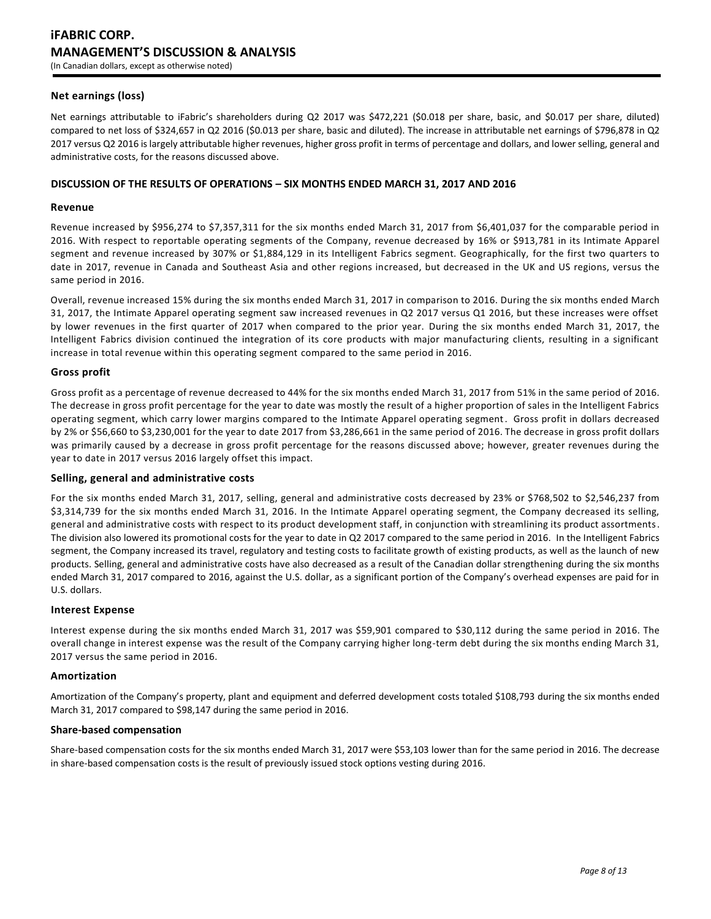### Net earnings (loss)

Net earnings attributable to iFabric's shareholders during Q2 2017 was $472,221 ($0.018 per share, basic, and $0.017 per share, diluted) compared to net loss of $324,657 in Q2 2016 ($0.013 per share, basic and diluted). The increase in attributable net earnings of $796,878 in Q2 2017 versus Q2 2016 is largely attributable higher revenues, higher gross profit in terms of percentage and dollars, and lower selling, general and administrative costs, for the reasons discussed above.

## DISCUSSION OF THE RESULTS OF OPERATIONS – SIX MONTHS ENDED MARCH 31, 2017 AND 2016

### Revenue

Revenue increased by $956,274 to $7,357,311 for the six months ended March 31, 2017 from $6,401,037 for the comparable period in 2016. With respect to reportable operating segments of the Company, revenue decreased by 16% or $913,781 in its Intimate Apparel segment and revenue increased by 307% or $1,884,129 in its Intelligent Fabrics segment. Geographically, for the first two quarters to date in 2017, revenue in Canada and Southeast Asia and other regions increased, but decreased in the UK and US regions, versus the same period in 2016.

Overall, revenue increased 15% during the six months ended March 31, 2017 in comparison to 2016. During the six months ended March 31, 2017, the Intimate Apparel operating segment saw increased revenues in Q2 2017 versus Q1 2016, but these increases were offset by lower revenues in the first quarter of 2017 when compared to the prior year. During the six months ended March 31, 2017, the Intelligent Fabrics division continued the integration of its core products with major manufacturing clients, resulting in a significant increase in total revenue within this operating segment compared to the same period in 2016.

### Gross profit

Gross profit as a percentage of revenue decreased to 44% for the six months ended March 31, 2017 from 51% in the same period of 2016. The decrease in gross profit percentage for the year to date was mostly the result of a higher proportion of sales in the Intelligent Fabrics operating segment, which carry lower margins compared to the Intimate Apparel operating segment. Gross profit in dollars decreased by 2% or $56,660 to $3,230,001 for the year to date 2017 from $3,286,661 in the same period of 2016. The decrease in gross profit dollars was primarily caused by a decrease in gross profit percentage for the reasons discussed above; however, greater revenues during the year to date in 2017 versus 2016 largely offset this impact.

### Selling, general and administrative costs

For the six months ended March 31, 2017, selling, general and administrative costs decreased by 23% or $768,502 to $2,546,237 from $3,314,739 for the six months ended March 31, 2016. In the Intimate Apparel operating segment, the Company decreased its selling, general and administrative costs with respect to its product development staff, in conjunction with streamlining its product assortments. The division also lowered its promotional costs for the year to date in Q2 2017 compared to the same period in 2016. In the Intelligent Fabrics segment, the Company increased its travel, regulatory and testing costs to facilitate growth of existing products, as well as the launch of new products. Selling, general and administrative costs have also decreased as a result of the Canadian dollar strengthening during the six months ended March 31, 2017 compared to 2016, against the U.S. dollar, as a significant portion of the Company's overhead expenses are paid for in U.S. dollars.

### Interest Expense

Interest expense during the six months ended March 31, 2017 was $59,901 compared to $30,112 during the same period in 2016. The overall change in interest expense was the result of the Company carrying higher long-term debt during the six months ending March 31, 2017 versus the same period in 2016.

### Amortization

Amortization of the Company's property, plant and equipment and deferred development costs totaled $108,793 during the six months ended March 31, 2017 compared to $98,147 during the same period in 2016.

### Share-based compensation

Share-based compensation costs for the six months ended March 31, 2017 were $53,103 lower than for the same period in 2016. The decrease in share-based compensation costs is the result of previously issued stock options vesting during 2016.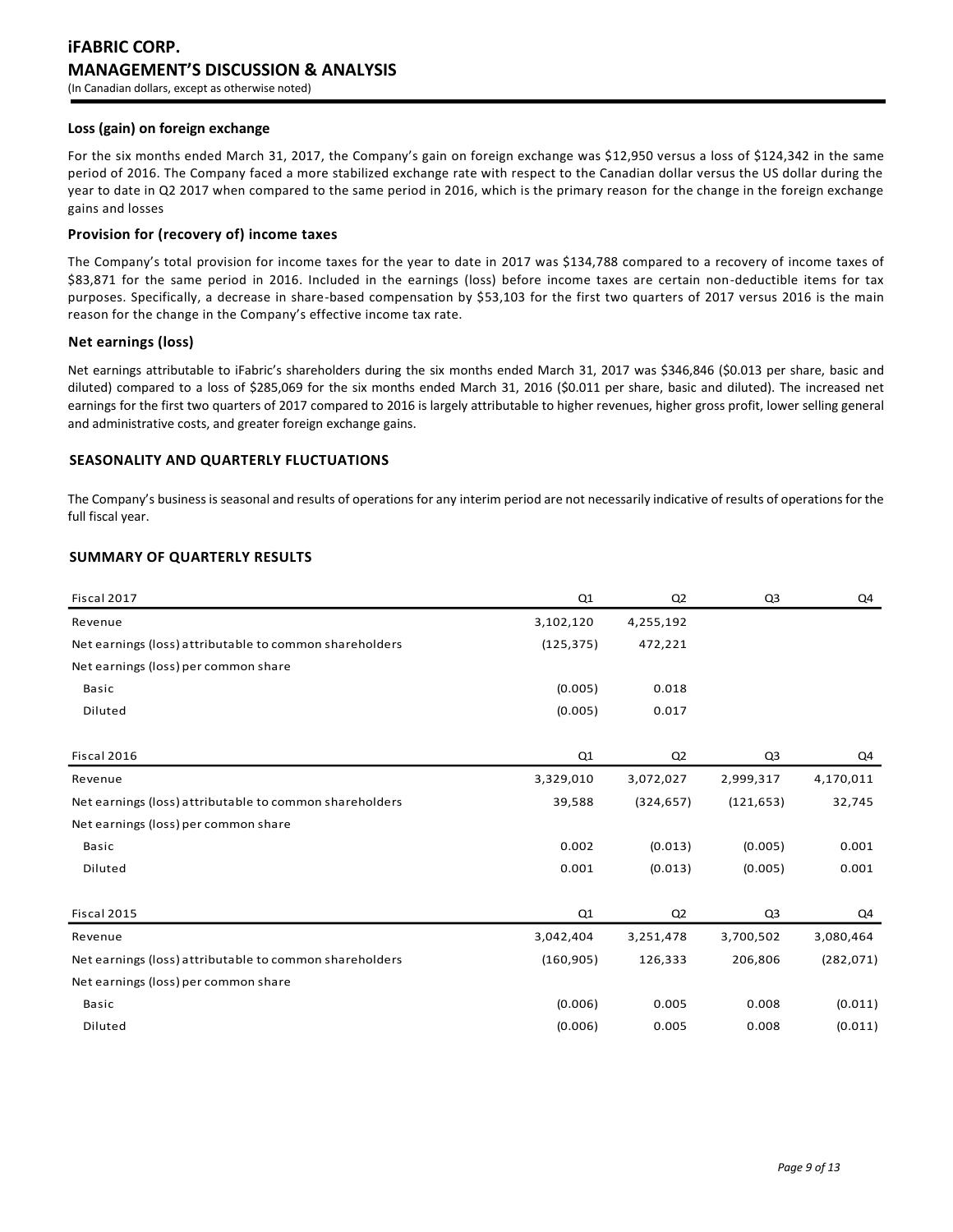### Loss (gain) on foreign exchange

For the six months ended March 31, 2017, the Company's gain on foreign exchange was $12,950 versus a loss of $124,342 in the same period of 2016. The Company faced a more stabilized exchange rate with respect to the Canadian dollar versus the US dollar during the year to date in Q2 2017 when compared to the same period in 2016, which is the primary reason for the change in the foreign exchange gains and losses

### Provision for (recovery of) income taxes

The Company's total provision for income taxes for the year to date in 2017 was $134,788 compared to a recovery of income taxes of $83,871 for the same period in 2016. Included in the earnings (loss) before income taxes are certain non-deductible items for tax purposes. Specifically, a decrease in share-based compensation by $53,103 for the first two quarters of 2017 versus 2016 is the main reason for the change in the Company's effective income tax rate.

### Net earnings (loss)

Net earnings attributable to iFabric's shareholders during the six months ended March 31, 2017 was $346,846 ($0.013 per share, basic and diluted) compared to a loss of $285,069 for the six months ended March 31, 2016 ($0.011 per share, basic and diluted). The increased net earnings for the first two quarters of 2017 compared to 2016 is largely attributable to higher revenues, higher gross profit, lower selling general and administrative costs, and greater foreign exchange gains.

## SEASONALITY AND QUARTERLY FLUCTUATIONS

The Company's business is seasonal and results of operations for any interim period are not necessarily indicative of results of operations for the full fiscal year.

## SUMMARY OF QUARTERLY RESULTS

| Fiscal 2017 | Q1 | Q2 | Q3 | Q4 |
|---|---|---|---|---|
| Revenue | 3,102,120 | 4,255,192 | | |
| Net earnings (loss) attributable to common shareholders | (125,375) | 472,221 | | |
| Net earnings (loss) per common share | | | | |
| Basic | (0.005) | 0.018 | | |
| Diluted | (0.005) | 0.017 | | |

| Fiscal 2016 | Q1 | Q2 | Q3 | Q4 |
|---|---|---|---|---|
| Revenue | 3,329,010 | 3,072,027 | 2,999,317 | 4,170,011 |
| Net earnings (loss) attributable to common shareholders | 39,588 | (324,657) | (121,653) | 32,745 |
| Net earnings (loss) per common share | | | | |
| Basic | 0.002 | (0.013) | (0.005) | 0.001 |
| Diluted | 0.001 | (0.013) | (0.005) | 0.001 |

| Fiscal 2015 | Q1 | Q2 | Q3 | Q4 |
|---|---|---|---|---|
| Revenue | 3,042,404 | 3,251,478 | 3,700,502 | 3,080,464 |
| Net earnings (loss) attributable to common shareholders | (160,905) | 126,333 | 206,806 | (282,071) |
| Net earnings (loss) per common share | | | | |
| Basic | (0.006) | 0.005 | 0.008 | (0.011) |
| Diluted | (0.006) | 0.005 | 0.008 | (0.011) |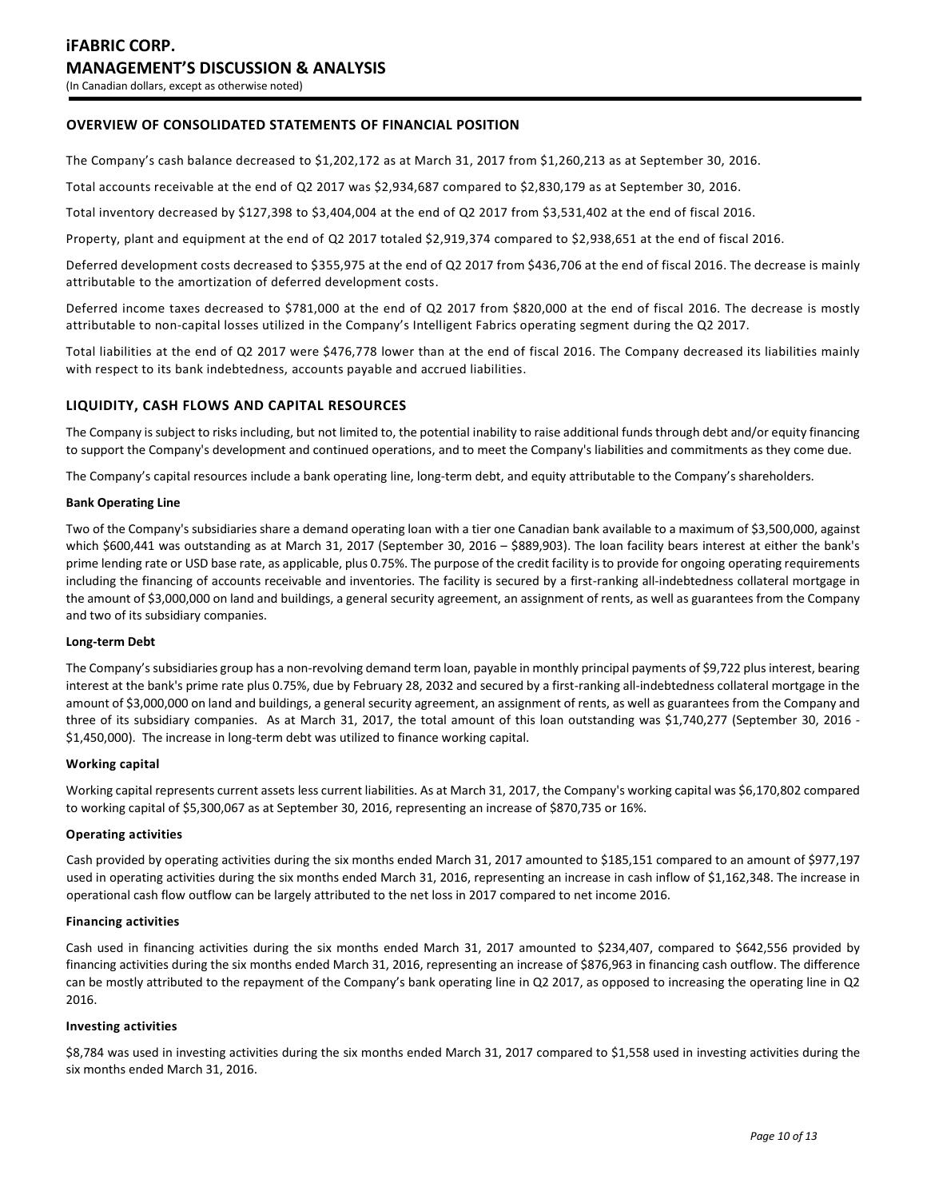## OVERVIEW OF CONSOLIDATED STATEMENTS OF FINANCIAL POSITION

The Company's cash balance decreased to $1,202,172 as at March 31, 2017 from $1,260,213 as at September 30, 2016.

Total accounts receivable at the end of Q2 2017 was $2,934,687 compared to $2,830,179 as at September 30, 2016.

Total inventory decreased by $127,398 to $3,404,004 at the end of Q2 2017 from $3,531,402 at the end of fiscal 2016.

Property, plant and equipment at the end of Q2 2017 totaled $2,919,374 compared to $2,938,651 at the end of fiscal 2016.

Deferred development costs decreased to $355,975 at the end of Q2 2017 from $436,706 at the end of fiscal 2016. The decrease is mainly attributable to the amortization of deferred development costs.

Deferred income taxes decreased to $781,000 at the end of Q2 2017 from $820,000 at the end of fiscal 2016. The decrease is mostly attributable to non-capital losses utilized in the Company's Intelligent Fabrics operating segment during the Q2 2017.

Total liabilities at the end of Q2 2017 were $476,778 lower than at the end of fiscal 2016. The Company decreased its liabilities mainly with respect to its bank indebtedness, accounts payable and accrued liabilities.

## LIQUIDITY, CASH FLOWS AND CAPITAL RESOURCES

The Company is subject to risks including, but not limited to, the potential inability to raise additional funds through debt and/or equity financing to support the Company's development and continued operations, and to meet the Company's liabilities and commitments as they come due.

The Company's capital resources include a bank operating line, long-term debt, and equity attributable to the Company's shareholders.

**Bank Operating Line**

Two of the Company's subsidiaries share a demand operating loan with a tier one Canadian bank available to a maximum of $3,500,000, against which $600,441 was outstanding as at March 31, 2017 (September 30, 2016 – $889,903). The loan facility bears interest at either the bank's prime lending rate or USD base rate, as applicable, plus 0.75%. The purpose of the credit facility is to provide for ongoing operating requirements including the financing of accounts receivable and inventories. The facility is secured by a first-ranking all-indebtedness collateral mortgage in the amount of $3,000,000 on land and buildings, a general security agreement, an assignment of rents, as well as guarantees from the Company and two of its subsidiary companies.

**Long-term Debt**

The Company's subsidiaries group has a non-revolving demand term loan, payable in monthly principal payments of $9,722 plus interest, bearing interest at the bank's prime rate plus 0.75%, due by February 28, 2032 and secured by a first-ranking all-indebtedness collateral mortgage in the amount of $3,000,000 on land and buildings, a general security agreement, an assignment of rents, as well as guarantees from the Company and three of its subsidiary companies. As at March 31, 2017, the total amount of this loan outstanding was $1,740,277 (September 30, 2016 - $1,450,000). The increase in long-term debt was utilized to finance working capital.

**Working capital**

Working capital represents current assets less current liabilities. As at March 31, 2017, the Company's working capital was $6,170,802 compared to working capital of $5,300,067 as at September 30, 2016, representing an increase of $870,735 or 16%.

**Operating activities**

Cash provided by operating activities during the six months ended March 31, 2017 amounted to $185,151 compared to an amount of $977,197 used in operating activities during the six months ended March 31, 2016, representing an increase in cash inflow of $1,162,348. The increase in operational cash flow outflow can be largely attributed to the net loss in 2017 compared to net income 2016.

**Financing activities**

Cash used in financing activities during the six months ended March 31, 2017 amounted to $234,407, compared to $642,556 provided by financing activities during the six months ended March 31, 2016, representing an increase of $876,963 in financing cash outflow. The difference can be mostly attributed to the repayment of the Company's bank operating line in Q2 2017, as opposed to increasing the operating line in Q2 2016.

**Investing activities**

$8,784 was used in investing activities during the six months ended March 31, 2017 compared to $1,558 used in investing activities during the six months ended March 31, 2016.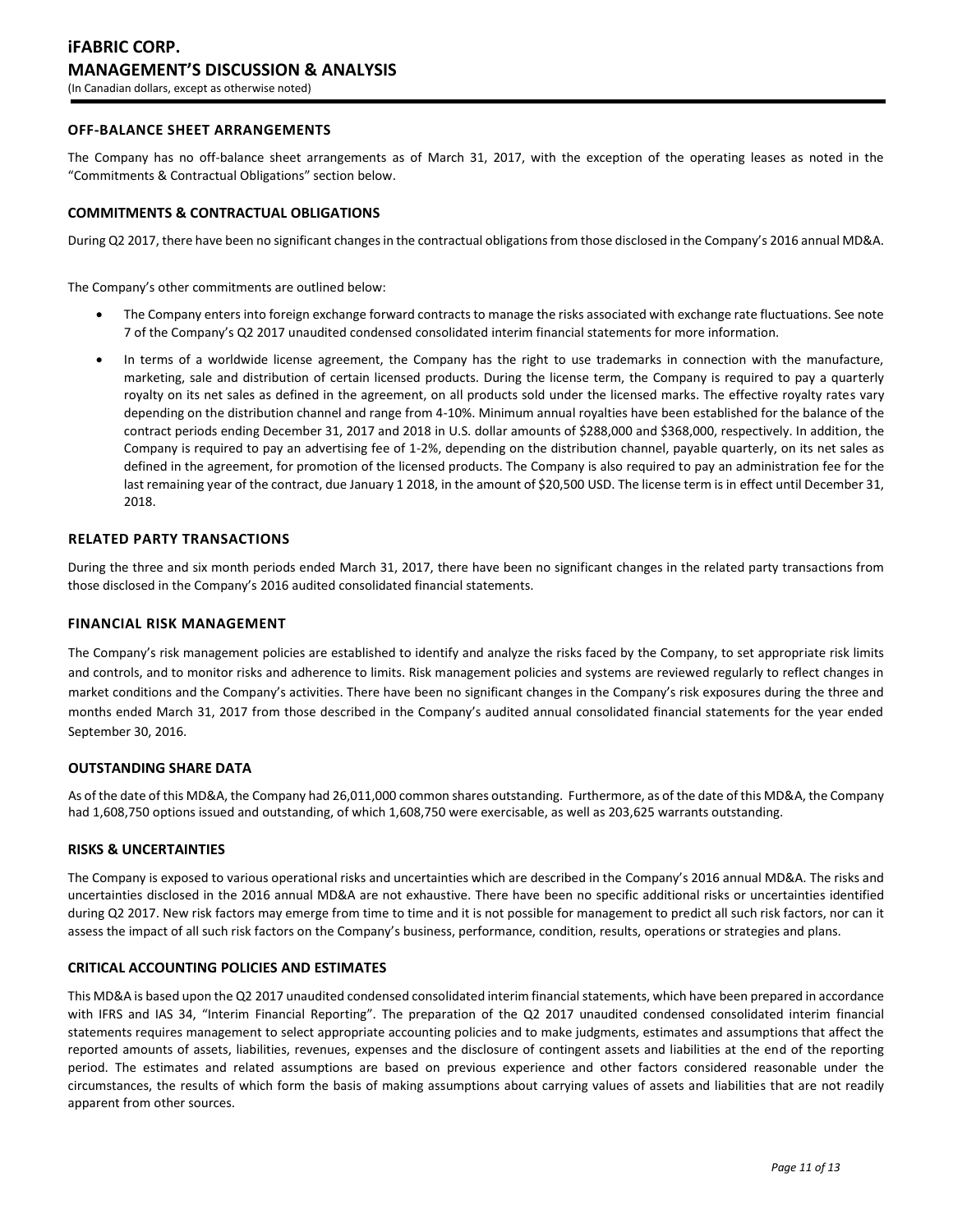## OFF-BALANCE SHEET ARRANGEMENTS

The Company has no off-balance sheet arrangements as of March 31, 2017, with the exception of the operating leases as noted in the "Commitments & Contractual Obligations" section below.

## COMMITMENTS & CONTRACTUAL OBLIGATIONS

During Q2 2017, there have been no significant changes in the contractual obligations from those disclosed in the Company's 2016 annual MD&A.

The Company's other commitments are outlined below:

- The Company enters into foreign exchange forward contracts to manage the risks associated with exchange rate fluctuations. See note 7 of the Company's Q2 2017 unaudited condensed consolidated interim financial statements for more information.
- In terms of a worldwide license agreement, the Company has the right to use trademarks in connection with the manufacture, marketing, sale and distribution of certain licensed products. During the license term, the Company is required to pay a quarterly royalty on its net sales as defined in the agreement, on all products sold under the licensed marks. The effective royalty rates vary depending on the distribution channel and range from 4-10%. Minimum annual royalties have been established for the balance of the contract periods ending December 31, 2017 and 2018 in U.S. dollar amounts of $288,000 and $368,000, respectively. In addition, the Company is required to pay an advertising fee of 1-2%, depending on the distribution channel, payable quarterly, on its net sales as defined in the agreement, for promotion of the licensed products. The Company is also required to pay an administration fee for the last remaining year of the contract, due January 1 2018, in the amount of $20,500 USD. The license term is in effect until December 31, 2018.

## RELATED PARTY TRANSACTIONS

During the three and six month periods ended March 31, 2017, there have been no significant changes in the related party transactions from those disclosed in the Company's 2016 audited consolidated financial statements.

## FINANCIAL RISK MANAGEMENT

The Company's risk management policies are established to identify and analyze the risks faced by the Company, to set appropriate risk limits and controls, and to monitor risks and adherence to limits. Risk management policies and systems are reviewed regularly to reflect changes in market conditions and the Company's activities. There have been no significant changes in the Company's risk exposures during the three and months ended March 31, 2017 from those described in the Company's audited annual consolidated financial statements for the year ended September 30, 2016.

## OUTSTANDING SHARE DATA

As of the date of this MD&A, the Company had 26,011,000 common shares outstanding. Furthermore, as of the date of this MD&A, the Company had 1,608,750 options issued and outstanding, of which 1,608,750 were exercisable, as well as 203,625 warrants outstanding.

## RISKS & UNCERTAINTIES

The Company is exposed to various operational risks and uncertainties which are described in the Company's 2016 annual MD&A. The risks and uncertainties disclosed in the 2016 annual MD&A are not exhaustive. There have been no specific additional risks or uncertainties identified during Q2 2017. New risk factors may emerge from time to time and it is not possible for management to predict all such risk factors, nor can it assess the impact of all such risk factors on the Company's business, performance, condition, results, operations or strategies and plans.

## CRITICAL ACCOUNTING POLICIES AND ESTIMATES

This MD&A is based upon the Q2 2017 unaudited condensed consolidated interim financial statements, which have been prepared in accordance with IFRS and IAS 34, "Interim Financial Reporting". The preparation of the Q2 2017 unaudited condensed consolidated interim financial statements requires management to select appropriate accounting policies and to make judgments, estimates and assumptions that affect the reported amounts of assets, liabilities, revenues, expenses and the disclosure of contingent assets and liabilities at the end of the reporting period. The estimates and related assumptions are based on previous experience and other factors considered reasonable under the circumstances, the results of which form the basis of making assumptions about carrying values of assets and liabilities that are not readily apparent from other sources.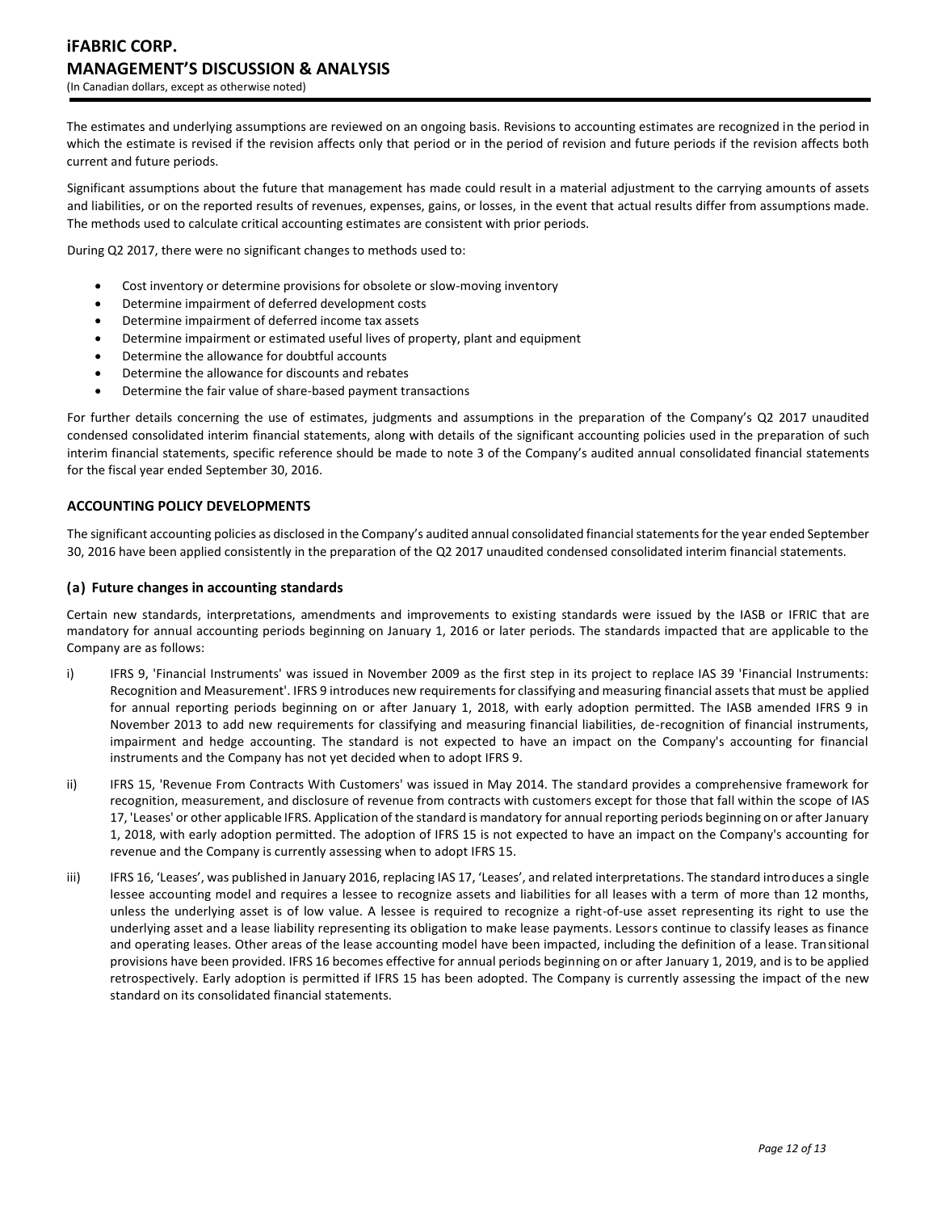The estimates and underlying assumptions are reviewed on an ongoing basis. Revisions to accounting estimates are recognized in the period in which the estimate is revised if the revision affects only that period or in the period of revision and future periods if the revision affects both current and future periods.

Significant assumptions about the future that management has made could result in a material adjustment to the carrying amounts of assets and liabilities, or on the reported results of revenues, expenses, gains, or losses, in the event that actual results differ from assumptions made. The methods used to calculate critical accounting estimates are consistent with prior periods.

During Q2 2017, there were no significant changes to methods used to:

- Cost inventory or determine provisions for obsolete or slow-moving inventory
- Determine impairment of deferred development costs
- Determine impairment of deferred income tax assets
- Determine impairment or estimated useful lives of property, plant and equipment
- Determine the allowance for doubtful accounts
- Determine the allowance for discounts and rebates
- Determine the fair value of share-based payment transactions

For further details concerning the use of estimates, judgments and assumptions in the preparation of the Company's Q2 2017 unaudited condensed consolidated interim financial statements, along with details of the significant accounting policies used in the preparation of such interim financial statements, specific reference should be made to note 3 of the Company's audited annual consolidated financial statements for the fiscal year ended September 30, 2016.

## ACCOUNTING POLICY DEVELOPMENTS

The significant accounting policies as disclosed in the Company's audited annual consolidated financial statements for the year ended September 30, 2016 have been applied consistently in the preparation of the Q2 2017 unaudited condensed consolidated interim financial statements.

### (a) Future changes in accounting standards

Certain new standards, interpretations, amendments and improvements to existing standards were issued by the IASB or IFRIC that are mandatory for annual accounting periods beginning on January 1, 2016 or later periods. The standards impacted that are applicable to the Company are as follows:

i) IFRS 9, 'Financial Instruments' was issued in November 2009 as the first step in its project to replace IAS 39 'Financial Instruments: Recognition and Measurement'. IFRS 9 introduces new requirements for classifying and measuring financial assets that must be applied for annual reporting periods beginning on or after January 1, 2018, with early adoption permitted. The IASB amended IFRS 9 in November 2013 to add new requirements for classifying and measuring financial liabilities, de-recognition of financial instruments, impairment and hedge accounting. The standard is not expected to have an impact on the Company's accounting for financial instruments and the Company has not yet decided when to adopt IFRS 9.

ii) IFRS 15, 'Revenue From Contracts With Customers' was issued in May 2014. The standard provides a comprehensive framework for recognition, measurement, and disclosure of revenue from contracts with customers except for those that fall within the scope of IAS 17, 'Leases' or other applicable IFRS. Application of the standard is mandatory for annual reporting periods beginning on or after January 1, 2018, with early adoption permitted. The adoption of IFRS 15 is not expected to have an impact on the Company's accounting for revenue and the Company is currently assessing when to adopt IFRS 15.

iii) IFRS 16, 'Leases', was published in January 2016, replacing IAS 17, 'Leases', and related interpretations. The standard introduces a single lessee accounting model and requires a lessee to recognize assets and liabilities for all leases with a term of more than 12 months, unless the underlying asset is of low value. A lessee is required to recognize a right-of-use asset representing its right to use the underlying asset and a lease liability representing its obligation to make lease payments. Lessors continue to classify leases as finance and operating leases. Other areas of the lease accounting model have been impacted, including the definition of a lease. Transitional provisions have been provided. IFRS 16 becomes effective for annual periods beginning on or after January 1, 2019, and is to be applied retrospectively. Early adoption is permitted if IFRS 15 has been adopted. The Company is currently assessing the impact of the new standard on its consolidated financial statements.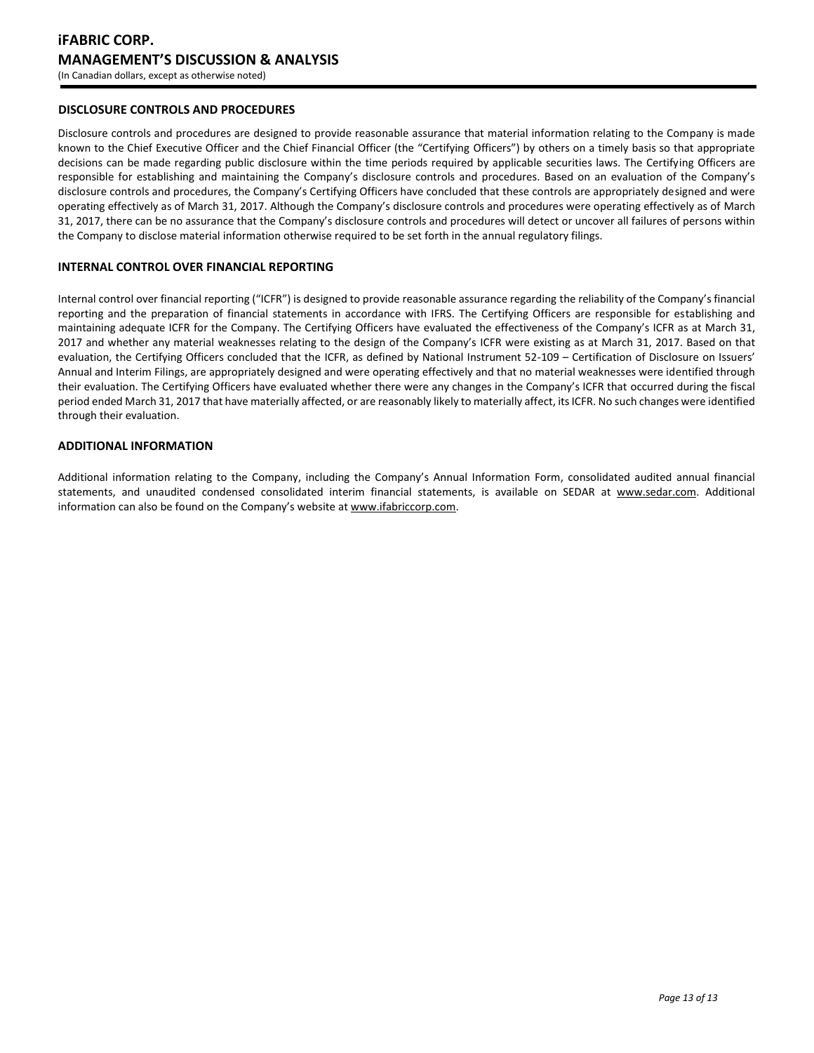## DISCLOSURE CONTROLS AND PROCEDURES

Disclosure controls and procedures are designed to provide reasonable assurance that material information relating to the Company is made known to the Chief Executive Officer and the Chief Financial Officer (the "Certifying Officers") by others on a timely basis so that appropriate decisions can be made regarding public disclosure within the time periods required by applicable securities laws. The Certifying Officers are responsible for establishing and maintaining the Company's disclosure controls and procedures. Based on an evaluation of the Company's disclosure controls and procedures, the Company's Certifying Officers have concluded that these controls are appropriately designed and were operating effectively as of March 31, 2017. Although the Company's disclosure controls and procedures were operating effectively as of March 31, 2017, there can be no assurance that the Company's disclosure controls and procedures will detect or uncover all failures of persons within the Company to disclose material information otherwise required to be set forth in the annual regulatory filings.

## INTERNAL CONTROL OVER FINANCIAL REPORTING

Internal control over financial reporting ("ICFR") is designed to provide reasonable assurance regarding the reliability of the Company's financial reporting and the preparation of financial statements in accordance with IFRS. The Certifying Officers are responsible for establishing and maintaining adequate ICFR for the Company. The Certifying Officers have evaluated the effectiveness of the Company's ICFR as at March 31, 2017 and whether any material weaknesses relating to the design of the Company's ICFR were existing as at March 31, 2017. Based on that evaluation, the Certifying Officers concluded that the ICFR, as defined by National Instrument 52-109 – Certification of Disclosure on Issuers' Annual and Interim Filings, are appropriately designed and were operating effectively and that no material weaknesses were identified through their evaluation. The Certifying Officers have evaluated whether there were any changes in the Company's ICFR that occurred during the fiscal period ended March 31, 2017 that have materially affected, or are reasonably likely to materially affect, its ICFR. No such changes were identified through their evaluation.

## ADDITIONAL INFORMATION

Additional information relating to the Company, including the Company's Annual Information Form, consolidated audited annual financial statements, and unaudited condensed consolidated interim financial statements, is available on SEDAR at www.sedar.com. Additional information can also be found on the Company's website at www.ifabriccorp.com.